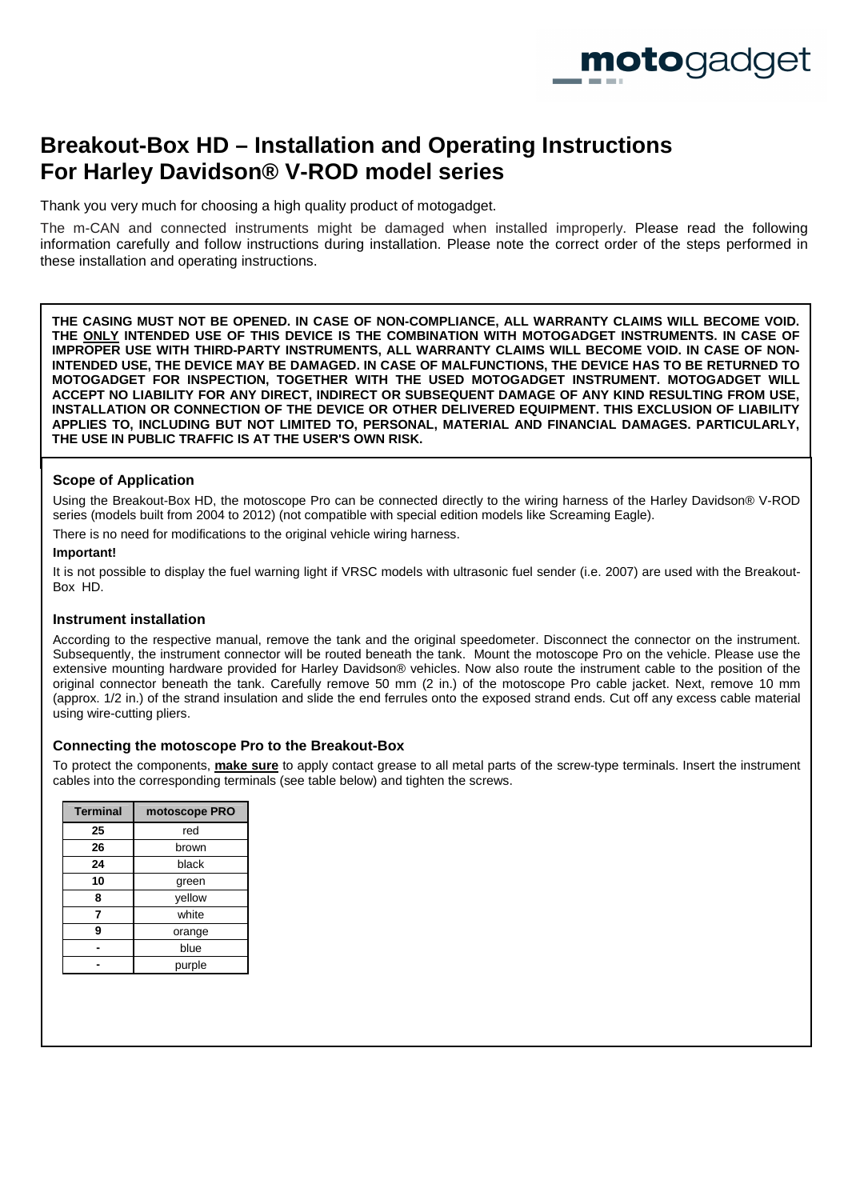# Breakout-Box HD – Installation and Operating Instructions
# For Harley Davidson® V-ROD model series

Thank you very much for choosing a high quality product of motogadget.

The m-CAN and connected instruments might be damaged when installed improperly. Please read the following information carefully and follow instructions during installation. Please note the correct order of the steps performed in these installation and operating instructions.

**THE CASING MUST NOT BE OPENED. IN CASE OF NON-COMPLIANCE, ALL WARRANTY CLAIMS WILL BECOME VOID. THE <u>ONLY</u> INTENDED USE OF THIS DEVICE IS THE COMBINATION WITH MOTOGADGET INSTRUMENTS. IN CASE OF IMPROPER USE WITH THIRD-PARTY INSTRUMENTS, ALL WARRANTY CLAIMS WILL BECOME VOID. IN CASE OF NON-INTENDED USE, THE DEVICE MAY BE DAMAGED. IN CASE OF MALFUNCTIONS, THE DEVICE HAS TO BE RETURNED TO MOTOGADGET FOR INSPECTION, TOGETHER WITH THE USED MOTOGADGET INSTRUMENT. MOTOGADGET WILL ACCEPT NO LIABILITY FOR ANY DIRECT, INDIRECT OR SUBSEQUENT DAMAGE OF ANY KIND RESULTING FROM USE, INSTALLATION OR CONNECTION OF THE DEVICE OR OTHER DELIVERED EQUIPMENT. THIS EXCLUSION OF LIABILITY APPLIES TO, INCLUDING BUT NOT LIMITED TO, PERSONAL, MATERIAL AND FINANCIAL DAMAGES. PARTICULARLY, THE USE IN PUBLIC TRAFFIC IS AT THE USER'S OWN RISK.**

### Scope of Application

Using the Breakout-Box HD, the motoscope Pro can be connected directly to the wiring harness of the Harley Davidson® V-ROD series (models built from 2004 to 2012) (not compatible with special edition models like Screaming Eagle).

There is no need for modifications to the original vehicle wiring harness.

**Important!**

It is not possible to display the fuel warning light if VRSC models with ultrasonic fuel sender (i.e. 2007) are used with the Breakout-Box HD.

### Instrument installation

According to the respective manual, remove the tank and the original speedometer. Disconnect the connector on the instrument. Subsequently, the instrument connector will be routed beneath the tank. Mount the motoscope Pro on the vehicle. Please use the extensive mounting hardware provided for Harley Davidson® vehicles. Now also route the instrument cable to the position of the original connector beneath the tank. Carefully remove 50 mm (2 in.) of the motoscope Pro cable jacket. Next, remove 10 mm (approx. 1/2 in.) of the strand insulation and slide the end ferrules onto the exposed strand ends. Cut off any excess cable material using wire-cutting pliers.

### Connecting the motoscope Pro to the Breakout-Box

To protect the components, **<u>make sure</u>** to apply contact grease to all metal parts of the screw-type terminals. Insert the instrument cables into the corresponding terminals (see table below) and tighten the screws.

| Terminal | motoscope PRO |
|---|---|
| 25 | red |
| 26 | brown |
| 24 | black |
| 10 | green |
| 8 | yellow |
| 7 | white |
| 9 | orange |
| - | blue |
| - | purple |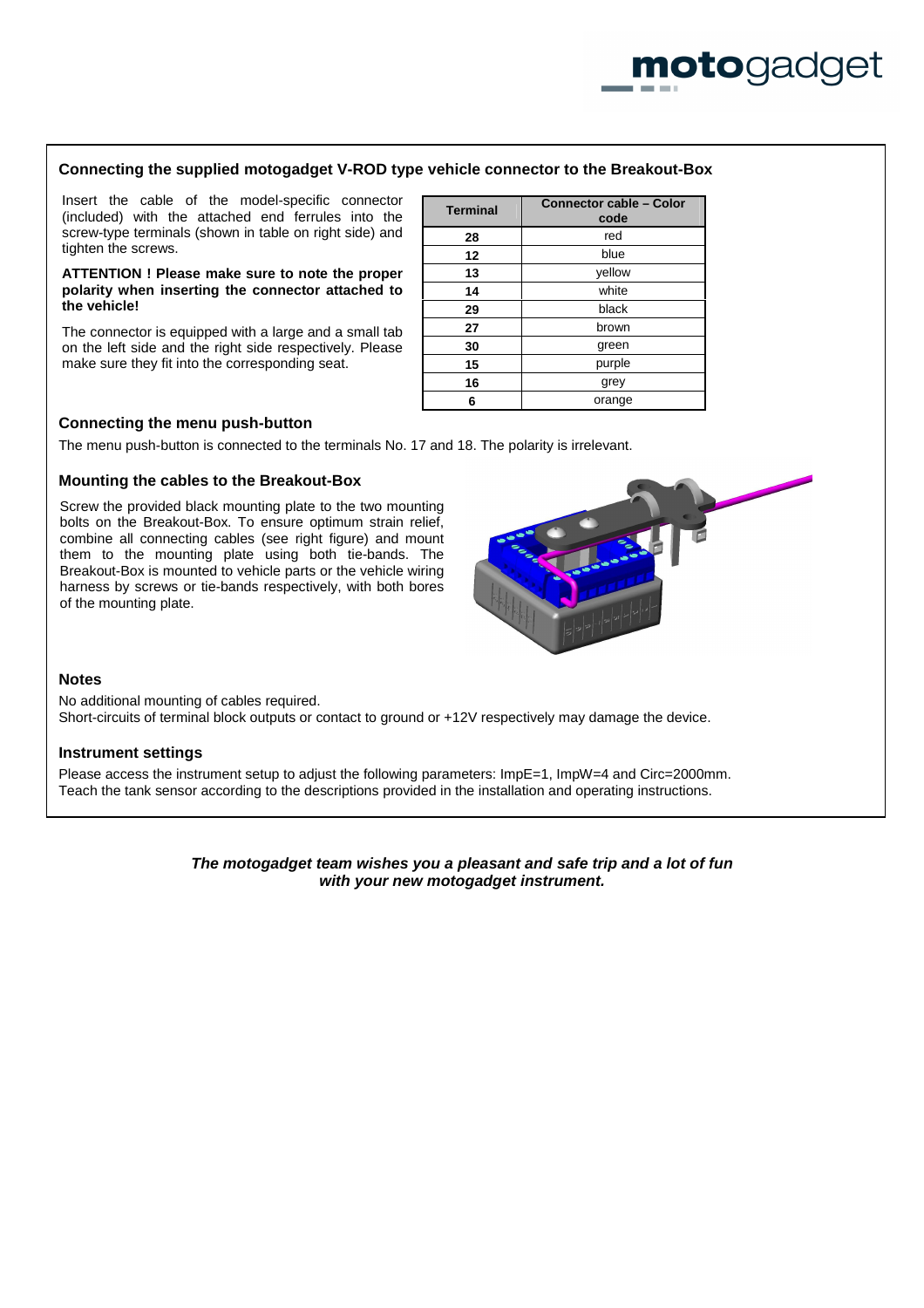## Connecting the supplied motogadget V-ROD type vehicle connector to the Breakout-Box

Insert the cable of the model-specific connector (included) with the attached end ferrules into the screw-type terminals (shown in table on right side) and tighten the screws.

**ATTENTION ! Please make sure to note the proper polarity when inserting the connector attached to the vehicle!**

The connector is equipped with a large and a small tab on the left side and the right side respectively. Please make sure they fit into the corresponding seat.

| Terminal | Connector cable – Color code |
|---|---|
| 28 | red |
| 12 | blue |
| 13 | yellow |
| 14 | white |
| 29 | black |
| 27 | brown |
| 30 | green |
| 15 | purple |
| 16 | grey |
| 6 | orange |

## Connecting the menu push-button

The menu push-button is connected to the terminals No. 17 and 18. The polarity is irrelevant.

## Mounting the cables to the Breakout-Box

Screw the provided black mounting plate to the two mounting bolts on the Breakout-Box. To ensure optimum strain relief, combine all connecting cables (see right figure) and mount them to the mounting plate using both tie-bands. The Breakout-Box is mounted to vehicle parts or the vehicle wiring harness by screws or tie-bands respectively, with both bores of the mounting plate.

## Notes

No additional mounting of cables required.
Short-circuits of terminal block outputs or contact to ground or +12V respectively may damage the device.

## Instrument settings

Please access the instrument setup to adjust the following parameters: ImpE=1, ImpW=4 and Circ=2000mm.
Teach the tank sensor according to the descriptions provided in the installation and operating instructions.

***The motogadget team wishes you a pleasant and safe trip and a lot of fun with your new motogadget instrument.***